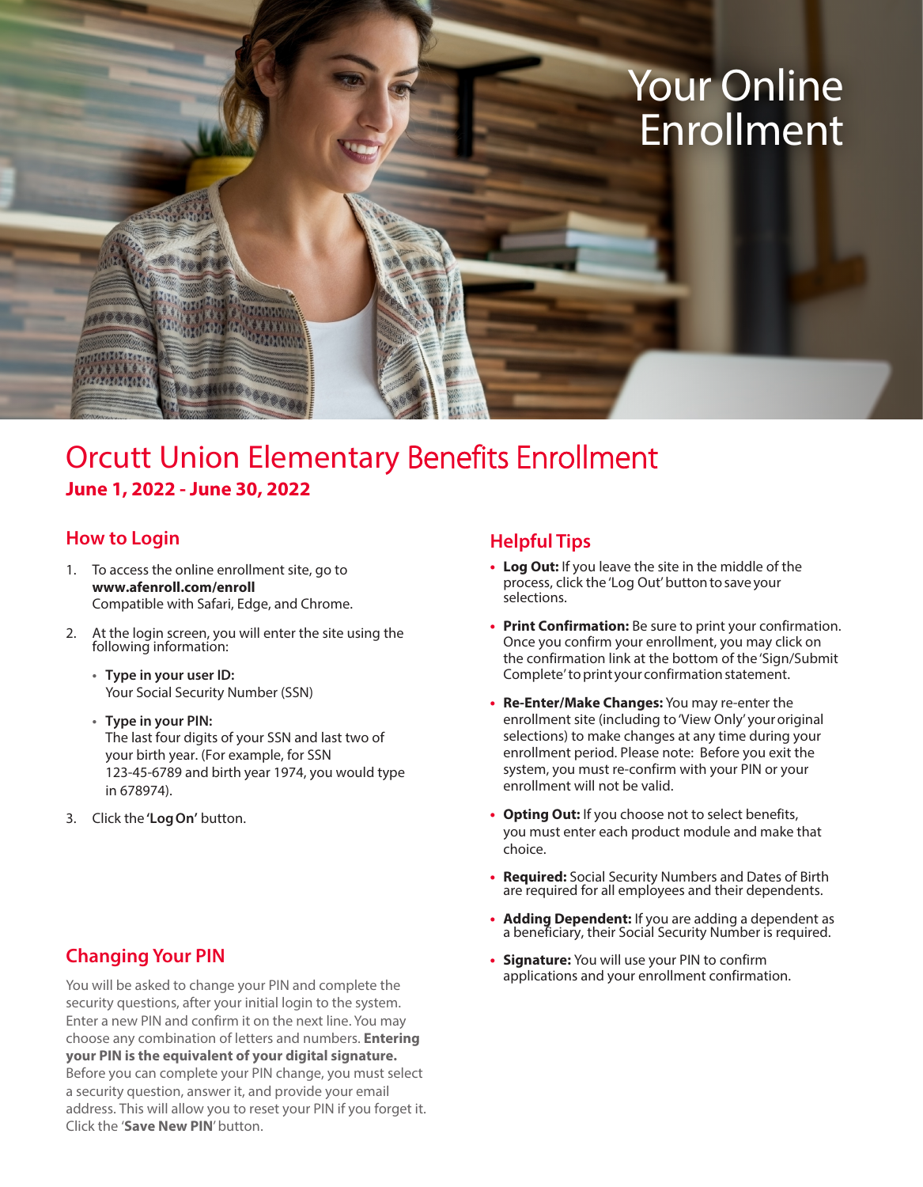# Your Online Enrollment

## Orcutt Union Elementary Benefits Enrollment

**June 1, 2022 - June 30, 2022**

### How to Login

1. To access the online enrollment site, go to **www.afenroll.com/enroll**
   Compatible with Safari, Edge, and Chrome.
2. At the login screen, you will enter the site using the following information:
   - **Type in your user ID:**
     Your Social Security Number (SSN)
   - **Type in your PIN:**
     The last four digits of your SSN and last two of your birth year. (For example, for SSN 123-45-6789 and birth year 1974, you would type in 678974).
3. Click the **'Log On'** button.

### Changing Your PIN

You will be asked to change your PIN and complete the security questions, after your initial login to the system. Enter a new PIN and confirm it on the next line. You may choose any combination of letters and numbers. **Entering your PIN is the equivalent of your digital signature.** Before you can complete your PIN change, you must select a security question, answer it, and provide your email address. This will allow you to reset your PIN if you forget it. Click the '**Save New PIN**' button.

### Helpful Tips

- **Log Out:** If you leave the site in the middle of the process, click the 'Log Out' button to save your selections.
- **Print Confirmation:** Be sure to print your confirmation. Once you confirm your enrollment, you may click on the confirmation link at the bottom of the 'Sign/Submit Complete' to print your confirmation statement.
- **Re-Enter/Make Changes:** You may re-enter the enrollment site (including to 'View Only' your original selections) to make changes at any time during your enrollment period. Please note: Before you exit the system, you must re-confirm with your PIN or your enrollment will not be valid.
- **Opting Out:** If you choose not to select benefits, you must enter each product module and make that choice.
- **Required:** Social Security Numbers and Dates of Birth are required for all employees and their dependents.
- **Adding Dependent:** If you are adding a dependent as a beneficiary, their Social Security Number is required.
- **Signature:** You will use your PIN to confirm applications and your enrollment confirmation.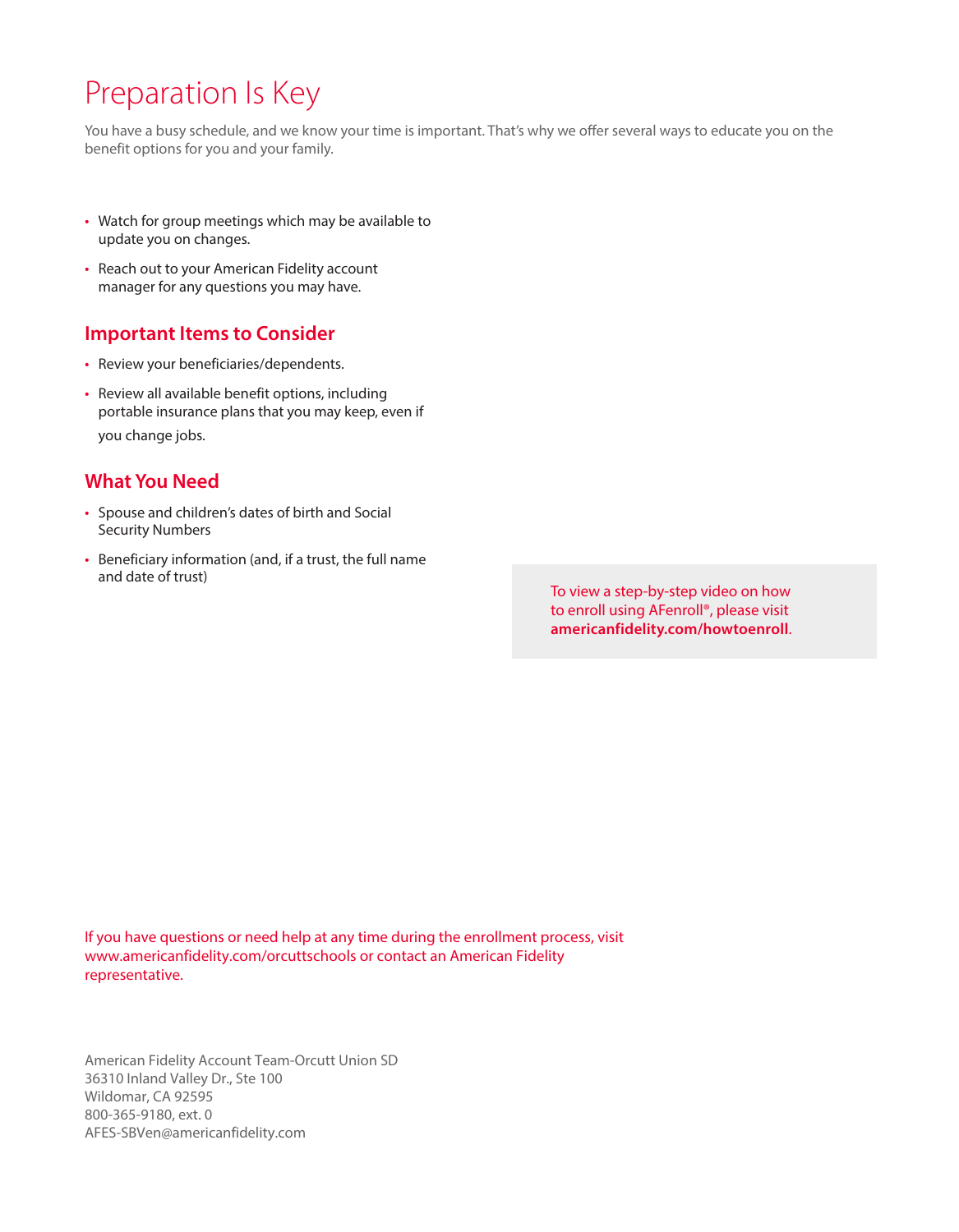# Preparation Is Key

You have a busy schedule, and we know your time is important. That's why we offer several ways to educate you on the benefit options for you and your family.

- Watch for group meetings which may be available to update you on changes.
- Reach out to your American Fidelity account manager for any questions you may have.

## Important Items to Consider

- Review your beneficiaries/dependents.
- Review all available benefit options, including portable insurance plans that you may keep, even if you change jobs.

## What You Need

- Spouse and children's dates of birth and Social Security Numbers
- Beneficiary information (and, if a trust, the full name and date of trust)

To view a step-by-step video on how to enroll using AFenroll®, please visit **americanfidelity.com/howtoenroll**.

If you have questions or need help at any time during the enrollment process, visit www.americanfidelity.com/orcuttschools or contact an American Fidelity representative.

American Fidelity Account Team-Orcutt Union SD
36310 Inland Valley Dr., Ste 100
Wildomar, CA 92595
800-365-9180, ext. 0
AFES-SBVen@americanfidelity.com